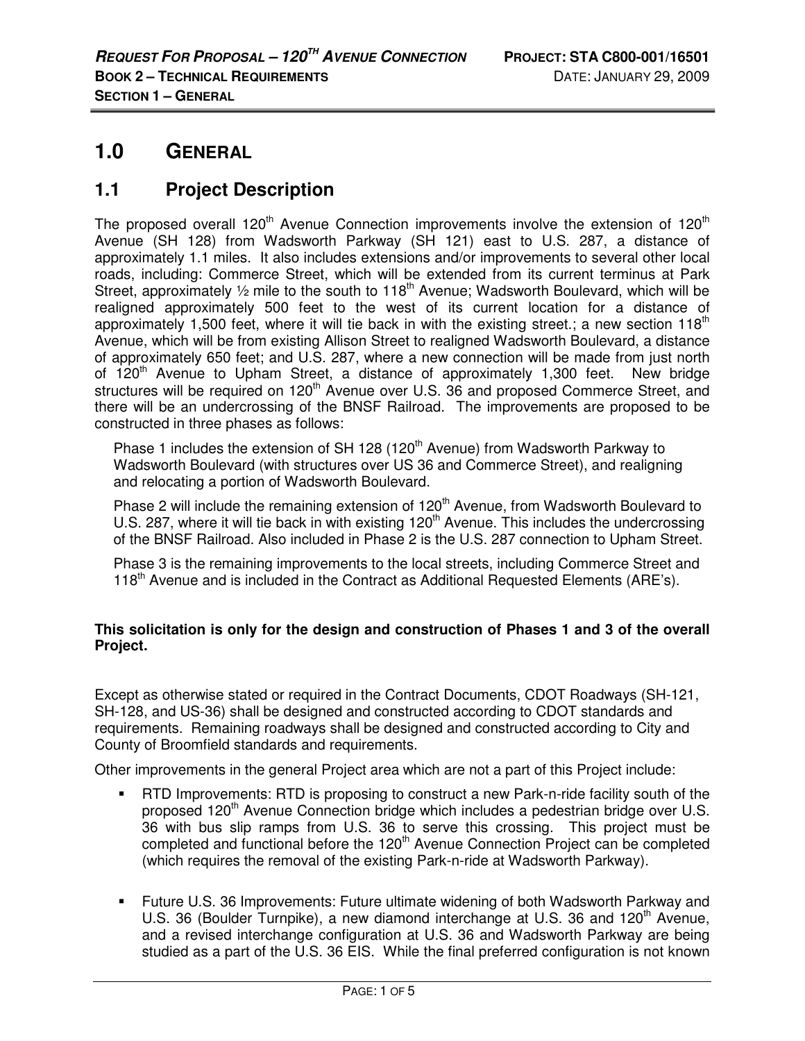# 1.0 GENERAL

## 1.1 Project Description

The proposed overall 120th Avenue Connection improvements involve the extension of 120th Avenue (SH 128) from Wadsworth Parkway (SH 121) east to U.S. 287, a distance of approximately 1.1 miles. It also includes extensions and/or improvements to several other local roads, including: Commerce Street, which will be extended from its current terminus at Park Street, approximately ½ mile to the south to 118th Avenue; Wadsworth Boulevard, which will be realigned approximately 500 feet to the west of its current location for a distance of approximately 1,500 feet, where it will tie back in with the existing street.; a new section 118th Avenue, which will be from existing Allison Street to realigned Wadsworth Boulevard, a distance of approximately 650 feet; and U.S. 287, where a new connection will be made from just north of 120th Avenue to Upham Street, a distance of approximately 1,300 feet. New bridge structures will be required on 120th Avenue over U.S. 36 and proposed Commerce Street, and there will be an undercrossing of the BNSF Railroad. The improvements are proposed to be constructed in three phases as follows:

Phase 1 includes the extension of SH 128 (120th Avenue) from Wadsworth Parkway to Wadsworth Boulevard (with structures over US 36 and Commerce Street), and realigning and relocating a portion of Wadsworth Boulevard.

Phase 2 will include the remaining extension of 120th Avenue, from Wadsworth Boulevard to U.S. 287, where it will tie back in with existing 120th Avenue. This includes the undercrossing of the BNSF Railroad. Also included in Phase 2 is the U.S. 287 connection to Upham Street.

Phase 3 is the remaining improvements to the local streets, including Commerce Street and 118th Avenue and is included in the Contract as Additional Requested Elements (ARE's).

**This solicitation is only for the design and construction of Phases 1 and 3 of the overall Project.**

Except as otherwise stated or required in the Contract Documents, CDOT Roadways (SH-121, SH-128, and US-36) shall be designed and constructed according to CDOT standards and requirements. Remaining roadways shall be designed and constructed according to City and County of Broomfield standards and requirements.

Other improvements in the general Project area which are not a part of this Project include:

- RTD Improvements: RTD is proposing to construct a new Park-n-ride facility south of the proposed 120th Avenue Connection bridge which includes a pedestrian bridge over U.S. 36 with bus slip ramps from U.S. 36 to serve this crossing. This project must be completed and functional before the 120th Avenue Connection Project can be completed (which requires the removal of the existing Park-n-ride at Wadsworth Parkway).

- Future U.S. 36 Improvements: Future ultimate widening of both Wadsworth Parkway and U.S. 36 (Boulder Turnpike), a new diamond interchange at U.S. 36 and 120th Avenue, and a revised interchange configuration at U.S. 36 and Wadsworth Parkway are being studied as a part of the U.S. 36 EIS. While the final preferred configuration is not known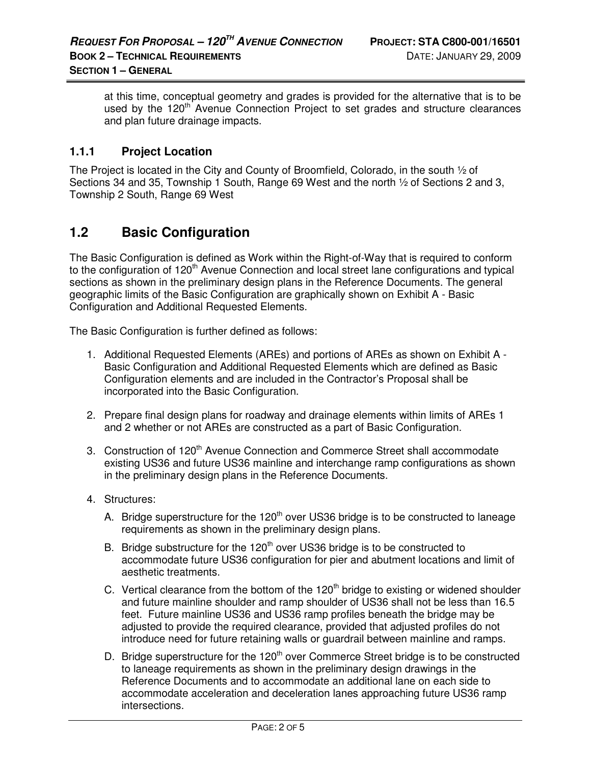at this time, conceptual geometry and grades is provided for the alternative that is to be used by the 120th Avenue Connection Project to set grades and structure clearances and plan future drainage impacts.

### 1.1.1 Project Location

The Project is located in the City and County of Broomfield, Colorado, in the south ½ of Sections 34 and 35, Township 1 South, Range 69 West and the north ½ of Sections 2 and 3, Township 2 South, Range 69 West

## 1.2 Basic Configuration

The Basic Configuration is defined as Work within the Right-of-Way that is required to conform to the configuration of 120th Avenue Connection and local street lane configurations and typical sections as shown in the preliminary design plans in the Reference Documents. The general geographic limits of the Basic Configuration are graphically shown on Exhibit A - Basic Configuration and Additional Requested Elements.

The Basic Configuration is further defined as follows:

1. Additional Requested Elements (AREs) and portions of AREs as shown on Exhibit A - Basic Configuration and Additional Requested Elements which are defined as Basic Configuration elements and are included in the Contractor's Proposal shall be incorporated into the Basic Configuration.

2. Prepare final design plans for roadway and drainage elements within limits of AREs 1 and 2 whether or not AREs are constructed as a part of Basic Configuration.

3. Construction of 120th Avenue Connection and Commerce Street shall accommodate existing US36 and future US36 mainline and interchange ramp configurations as shown in the preliminary design plans in the Reference Documents.

4. Structures:
   A. Bridge superstructure for the 120th over US36 bridge is to be constructed to laneage requirements as shown in the preliminary design plans.
   B. Bridge substructure for the 120th over US36 bridge is to be constructed to accommodate future US36 configuration for pier and abutment locations and limit of aesthetic treatments.
   C. Vertical clearance from the bottom of the 120th bridge to existing or widened shoulder and future mainline shoulder and ramp shoulder of US36 shall not be less than 16.5 feet. Future mainline US36 and US36 ramp profiles beneath the bridge may be adjusted to provide the required clearance, provided that adjusted profiles do not introduce need for future retaining walls or guardrail between mainline and ramps.
   D. Bridge superstructure for the 120th over Commerce Street bridge is to be constructed to laneage requirements as shown in the preliminary design drawings in the Reference Documents and to accommodate an additional lane on each side to accommodate acceleration and deceleration lanes approaching future US36 ramp intersections.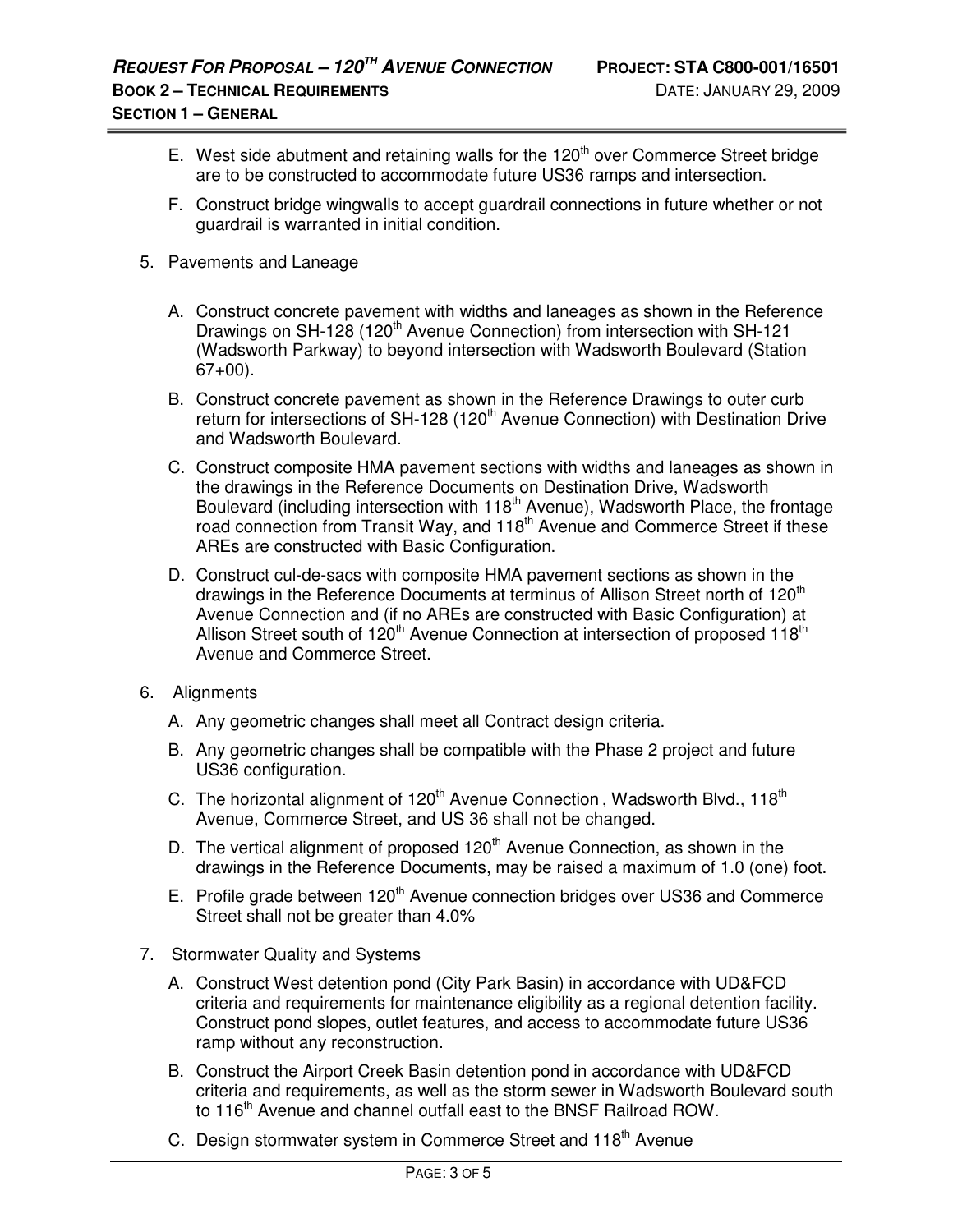E. West side abutment and retaining walls for the 120th over Commerce Street bridge are to be constructed to accommodate future US36 ramps and intersection.

F. Construct bridge wingwalls to accept guardrail connections in future whether or not guardrail is warranted in initial condition.

5. Pavements and Laneage

   A. Construct concrete pavement with widths and laneages as shown in the Reference Drawings on SH-128 (120th Avenue Connection) from intersection with SH-121 (Wadsworth Parkway) to beyond intersection with Wadsworth Boulevard (Station 67+00).

   B. Construct concrete pavement as shown in the Reference Drawings to outer curb return for intersections of SH-128 (120th Avenue Connection) with Destination Drive and Wadsworth Boulevard.

   C. Construct composite HMA pavement sections with widths and laneages as shown in the drawings in the Reference Documents on Destination Drive, Wadsworth Boulevard (including intersection with 118th Avenue), Wadsworth Place, the frontage road connection from Transit Way, and 118th Avenue and Commerce Street if these AREs are constructed with Basic Configuration.

   D. Construct cul-de-sacs with composite HMA pavement sections as shown in the drawings in the Reference Documents at terminus of Allison Street north of 120th Avenue Connection and (if no AREs are constructed with Basic Configuration) at Allison Street south of 120th Avenue Connection at intersection of proposed 118th Avenue and Commerce Street.

6. Alignments

   A. Any geometric changes shall meet all Contract design criteria.

   B. Any geometric changes shall be compatible with the Phase 2 project and future US36 configuration.

   C. The horizontal alignment of 120th Avenue Connection , Wadsworth Blvd., 118th Avenue, Commerce Street, and US 36 shall not be changed.

   D. The vertical alignment of proposed 120th Avenue Connection, as shown in the drawings in the Reference Documents, may be raised a maximum of 1.0 (one) foot.

   E. Profile grade between 120th Avenue connection bridges over US36 and Commerce Street shall not be greater than 4.0%

7. Stormwater Quality and Systems

   A. Construct West detention pond (City Park Basin) in accordance with UD&FCD criteria and requirements for maintenance eligibility as a regional detention facility. Construct pond slopes, outlet features, and access to accommodate future US36 ramp without any reconstruction.

   B. Construct the Airport Creek Basin detention pond in accordance with UD&FCD criteria and requirements, as well as the storm sewer in Wadsworth Boulevard south to 116th Avenue and channel outfall east to the BNSF Railroad ROW.

   C. Design stormwater system in Commerce Street and 118th Avenue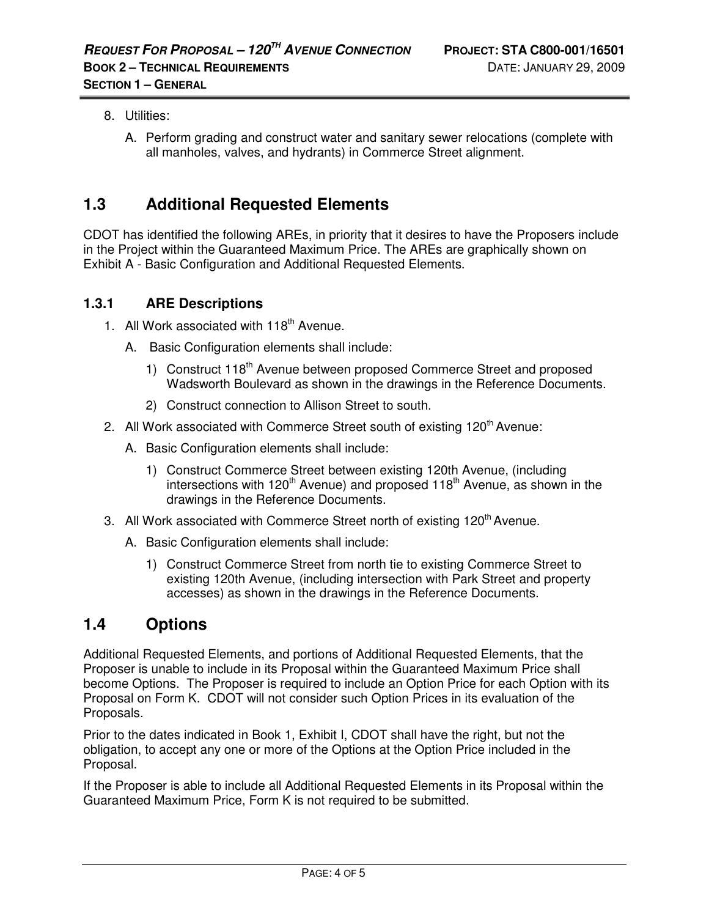8. Utilities:

   A. Perform grading and construct water and sanitary sewer relocations (complete with all manholes, valves, and hydrants) in Commerce Street alignment.

## 1.3 Additional Requested Elements

CDOT has identified the following AREs, in priority that it desires to have the Proposers include in the Project within the Guaranteed Maximum Price. The AREs are graphically shown on Exhibit A - Basic Configuration and Additional Requested Elements.

### 1.3.1 ARE Descriptions

1. All Work associated with 118th Avenue.

   A. Basic Configuration elements shall include:

      1) Construct 118th Avenue between proposed Commerce Street and proposed Wadsworth Boulevard as shown in the drawings in the Reference Documents.

      2) Construct connection to Allison Street to south.

2. All Work associated with Commerce Street south of existing 120th Avenue:

   A. Basic Configuration elements shall include:

      1) Construct Commerce Street between existing 120th Avenue, (including intersections with 120th Avenue) and proposed 118th Avenue, as shown in the drawings in the Reference Documents.

3. All Work associated with Commerce Street north of existing 120th Avenue.

   A. Basic Configuration elements shall include:

      1) Construct Commerce Street from north tie to existing Commerce Street to existing 120th Avenue, (including intersection with Park Street and property accesses) as shown in the drawings in the Reference Documents.

## 1.4 Options

Additional Requested Elements, and portions of Additional Requested Elements, that the Proposer is unable to include in its Proposal within the Guaranteed Maximum Price shall become Options. The Proposer is required to include an Option Price for each Option with its Proposal on Form K. CDOT will not consider such Option Prices in its evaluation of the Proposals.

Prior to the dates indicated in Book 1, Exhibit I, CDOT shall have the right, but not the obligation, to accept any one or more of the Options at the Option Price included in the Proposal.

If the Proposer is able to include all Additional Requested Elements in its Proposal within the Guaranteed Maximum Price, Form K is not required to be submitted.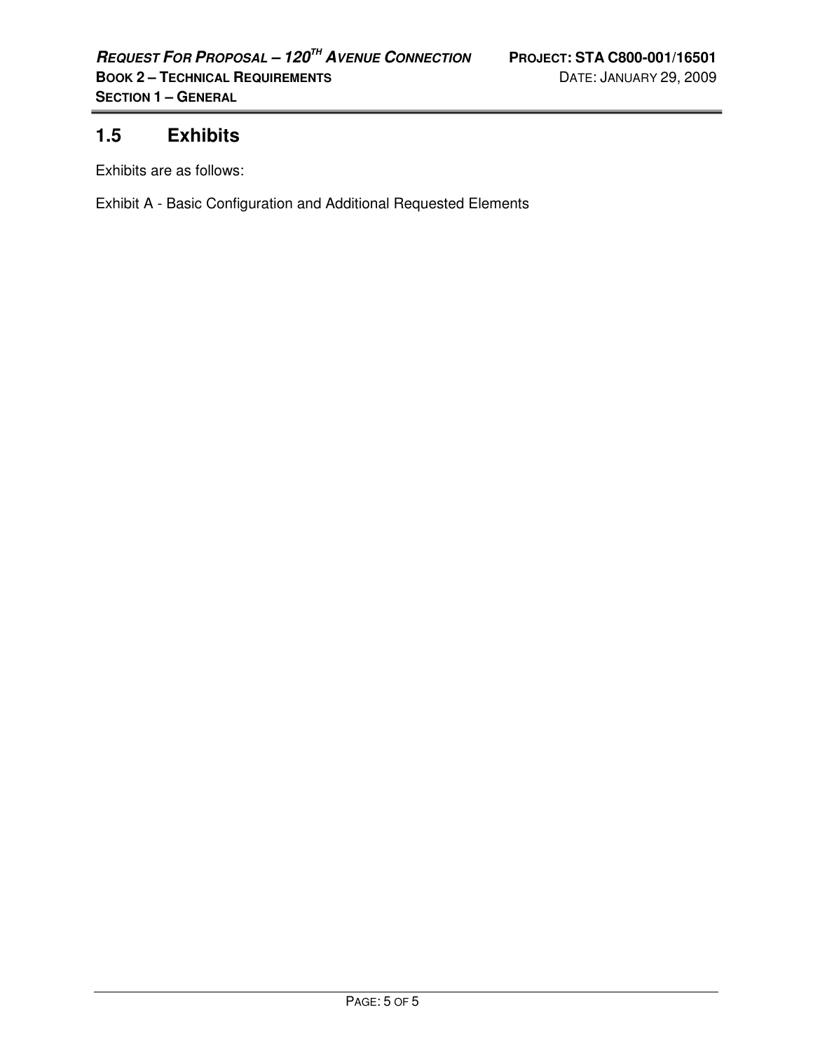## 1.5 Exhibits

Exhibits are as follows:

Exhibit A - Basic Configuration and Additional Requested Elements